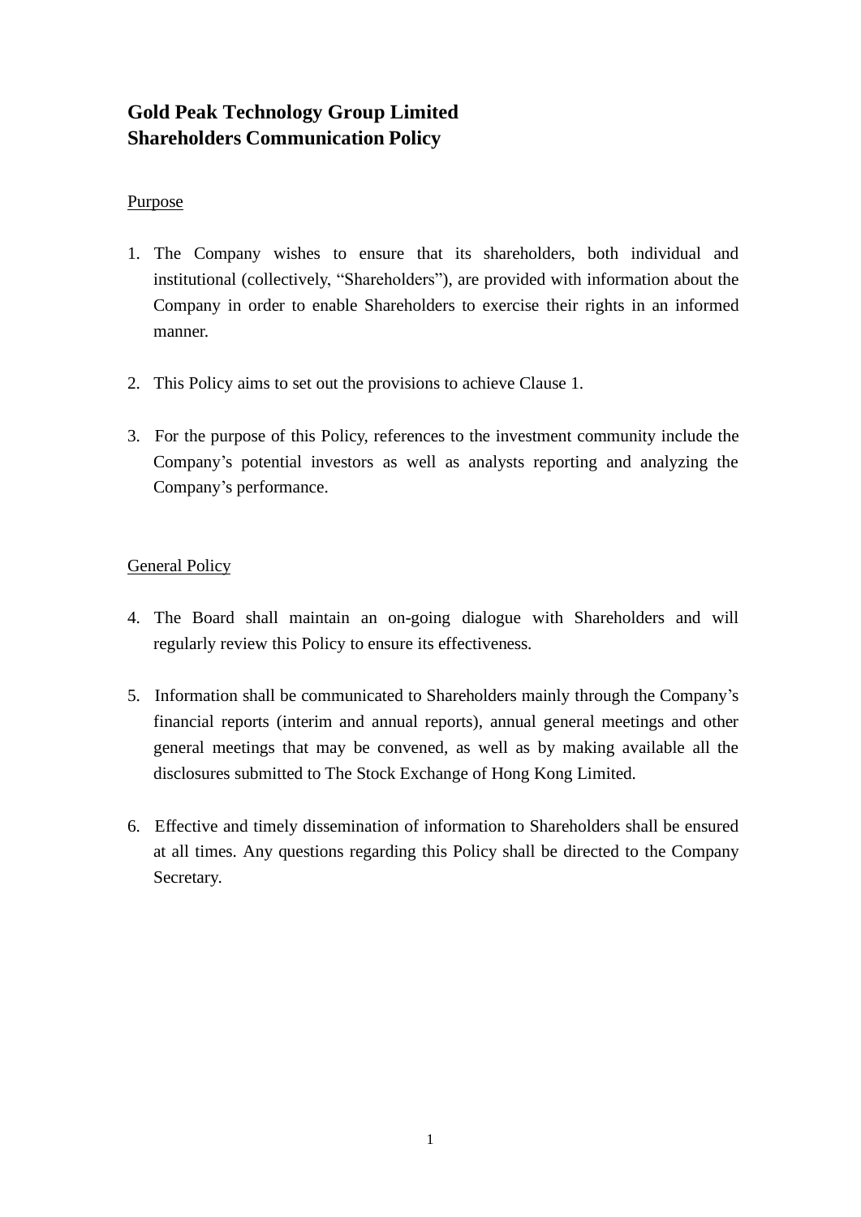# Gold Peak Technology Group Limited
# Shareholders Communication Policy

Purpose

1. The Company wishes to ensure that its shareholders, both individual and institutional (collectively, "Shareholders"), are provided with information about the Company in order to enable Shareholders to exercise their rights in an informed manner.

2. This Policy aims to set out the provisions to achieve Clause 1.

3. For the purpose of this Policy, references to the investment community include the Company's potential investors as well as analysts reporting and analyzing the Company's performance.

General Policy

4. The Board shall maintain an on-going dialogue with Shareholders and will regularly review this Policy to ensure its effectiveness.

5. Information shall be communicated to Shareholders mainly through the Company's financial reports (interim and annual reports), annual general meetings and other general meetings that may be convened, as well as by making available all the disclosures submitted to The Stock Exchange of Hong Kong Limited.

6. Effective and timely dissemination of information to Shareholders shall be ensured at all times. Any questions regarding this Policy shall be directed to the Company Secretary.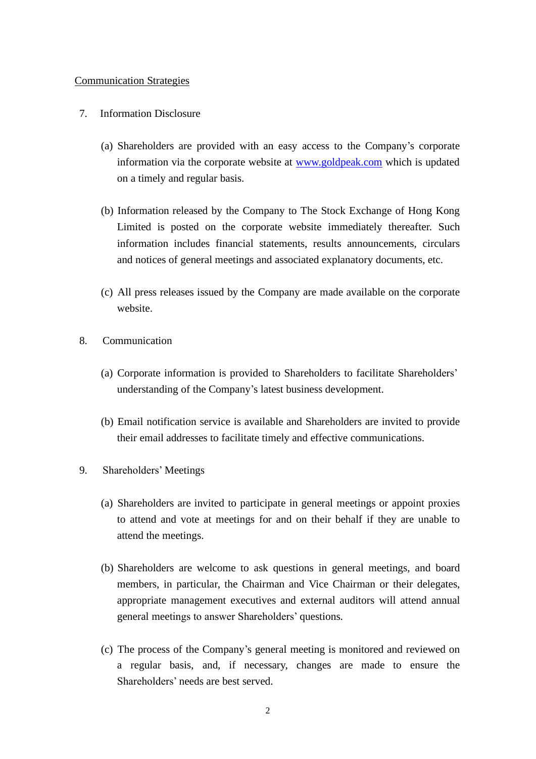<u>Communication Strategies</u>

7. Information Disclosure

   (a) Shareholders are provided with an easy access to the Company's corporate information via the corporate website at [www.goldpeak.com](http://www.goldpeak.com) which is updated on a timely and regular basis.

   (b) Information released by the Company to The Stock Exchange of Hong Kong Limited is posted on the corporate website immediately thereafter. Such information includes financial statements, results announcements, circulars and notices of general meetings and associated explanatory documents, etc.

   (c) All press releases issued by the Company are made available on the corporate website.

8. Communication

   (a) Corporate information is provided to Shareholders to facilitate Shareholders' understanding of the Company's latest business development.

   (b) Email notification service is available and Shareholders are invited to provide their email addresses to facilitate timely and effective communications.

9. Shareholders' Meetings

   (a) Shareholders are invited to participate in general meetings or appoint proxies to attend and vote at meetings for and on their behalf if they are unable to attend the meetings.

   (b) Shareholders are welcome to ask questions in general meetings, and board members, in particular, the Chairman and Vice Chairman or their delegates, appropriate management executives and external auditors will attend annual general meetings to answer Shareholders' questions.

   (c) The process of the Company's general meeting is monitored and reviewed on a regular basis, and, if necessary, changes are made to ensure the Shareholders' needs are best served.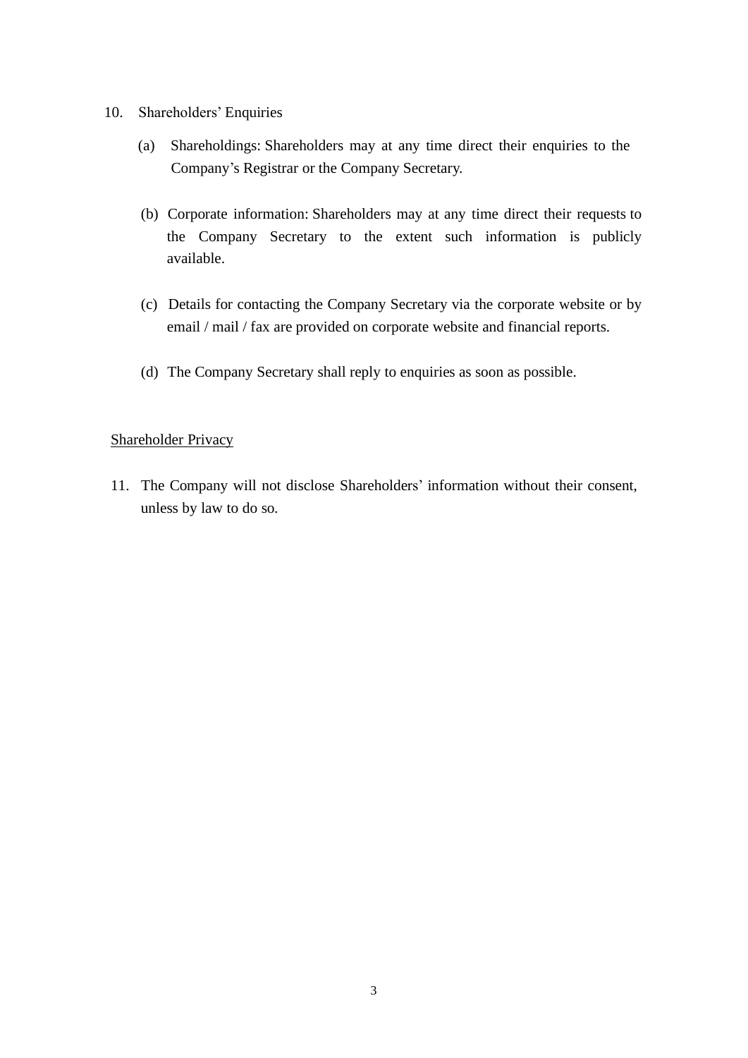10. Shareholders' Enquiries

    (a) Shareholdings: Shareholders may at any time direct their enquiries to the Company's Registrar or the Company Secretary.

    (b) Corporate information: Shareholders may at any time direct their requests to the Company Secretary to the extent such information is publicly available.

    (c) Details for contacting the Company Secretary via the corporate website or by email / mail / fax are provided on corporate website and financial reports.

    (d) The Company Secretary shall reply to enquiries as soon as possible.

<u>Shareholder Privacy</u>

11. The Company will not disclose Shareholders' information without their consent, unless by law to do so.